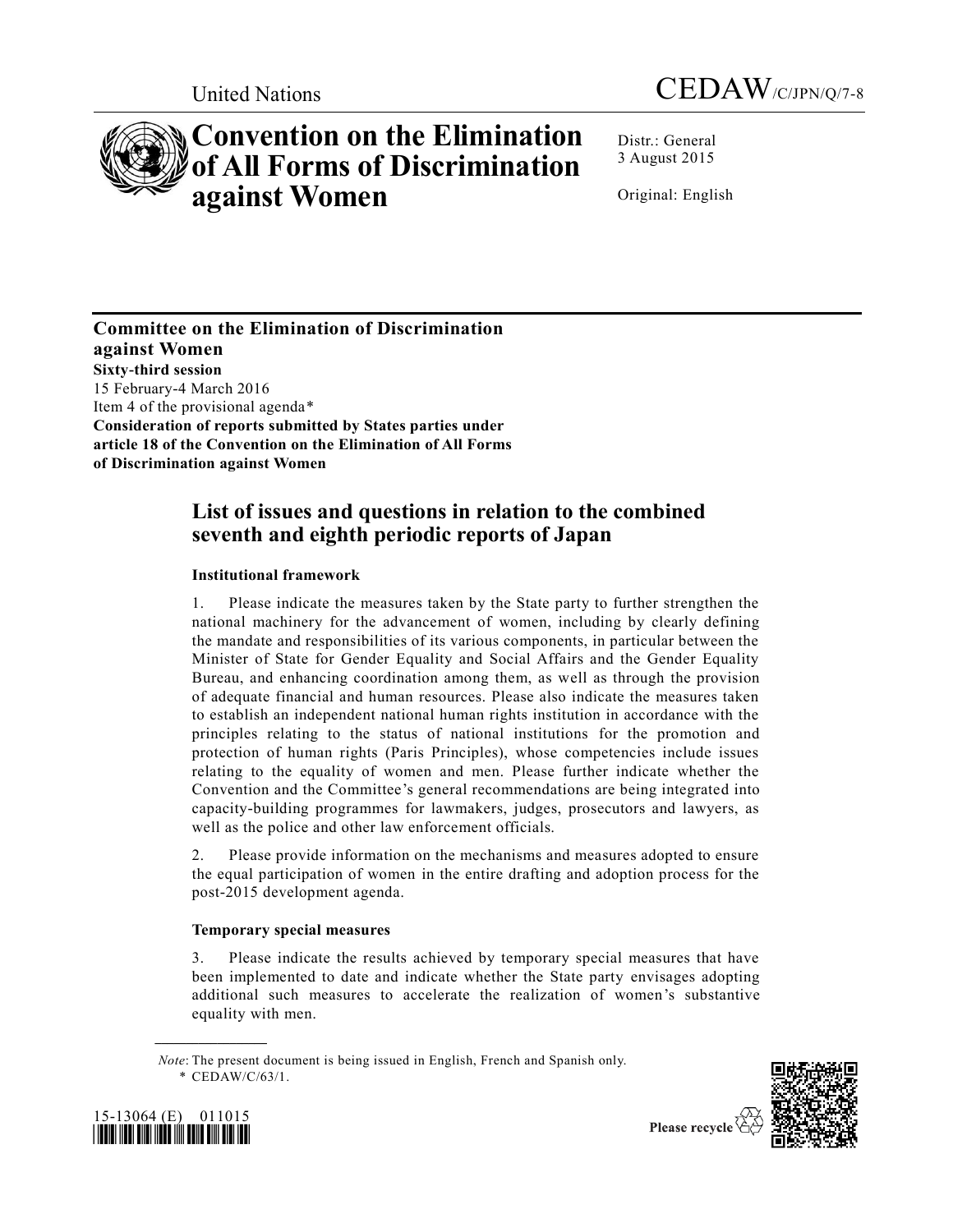United Nations CEDAW/C/JPN/Q/7-8

# Convention on the Elimination of All Forms of Discrimination against Women

Distr.: General
3 August 2015

Original: English

**Committee on the Elimination of Discrimination against Women**
**Sixty-third session**
15 February-4 March 2016
Item 4 of the provisional agenda*
**Consideration of reports submitted by States parties under article 18 of the Convention on the Elimination of All Forms of Discrimination against Women**

## List of issues and questions in relation to the combined seventh and eighth periodic reports of Japan

### Institutional framework

1. Please indicate the measures taken by the State party to further strengthen the national machinery for the advancement of women, including by clearly defining the mandate and responsibilities of its various components, in particular between the Minister of State for Gender Equality and Social Affairs and the Gender Equality Bureau, and enhancing coordination among them, as well as through the provision of adequate financial and human resources. Please also indicate the measures taken to establish an independent national human rights institution in accordance with the principles relating to the status of national institutions for the promotion and protection of human rights (Paris Principles), whose competencies include issues relating to the equality of women and men. Please further indicate whether the Convention and the Committee's general recommendations are being integrated into capacity-building programmes for lawmakers, judges, prosecutors and lawyers, as well as the police and other law enforcement officials.

2. Please provide information on the mechanisms and measures adopted to ensure the equal participation of women in the entire drafting and adoption process for the post-2015 development agenda.

### Temporary special measures

3. Please indicate the results achieved by temporary special measures that have been implemented to date and indicate whether the State party envisages adopting additional such measures to accelerate the realization of women's substantive equality with men.

*Note*: The present document is being issued in English, French and Spanish only.

\* CEDAW/C/63/1.

15-13064 (E) 011015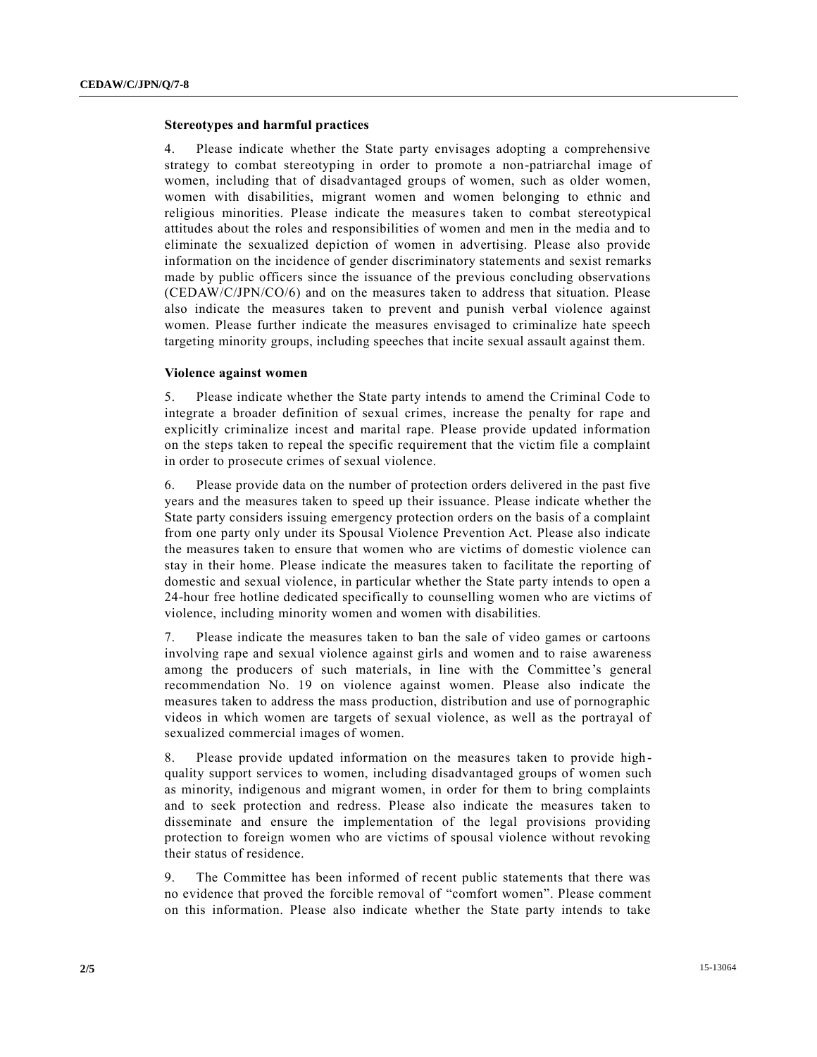### Stereotypes and harmful practices

4. Please indicate whether the State party envisages adopting a comprehensive strategy to combat stereotyping in order to promote a non-patriarchal image of women, including that of disadvantaged groups of women, such as older women, women with disabilities, migrant women and women belonging to ethnic and religious minorities. Please indicate the measures taken to combat stereotypical attitudes about the roles and responsibilities of women and men in the media and to eliminate the sexualized depiction of women in advertising. Please also provide information on the incidence of gender discriminatory statements and sexist remarks made by public officers since the issuance of the previous concluding observations (CEDAW/C/JPN/CO/6) and on the measures taken to address that situation. Please also indicate the measures taken to prevent and punish verbal violence against women. Please further indicate the measures envisaged to criminalize hate speech targeting minority groups, including speeches that incite sexual assault against them.

### Violence against women

5. Please indicate whether the State party intends to amend the Criminal Code to integrate a broader definition of sexual crimes, increase the penalty for rape and explicitly criminalize incest and marital rape. Please provide updated information on the steps taken to repeal the specific requirement that the victim file a complaint in order to prosecute crimes of sexual violence.

6. Please provide data on the number of protection orders delivered in the past five years and the measures taken to speed up their issuance. Please indicate whether the State party considers issuing emergency protection orders on the basis of a complaint from one party only under its Spousal Violence Prevention Act. Please also indicate the measures taken to ensure that women who are victims of domestic violence can stay in their home. Please indicate the measures taken to facilitate the reporting of domestic and sexual violence, in particular whether the State party intends to open a 24-hour free hotline dedicated specifically to counselling women who are victims of violence, including minority women and women with disabilities.

7. Please indicate the measures taken to ban the sale of video games or cartoons involving rape and sexual violence against girls and women and to raise awareness among the producers of such materials, in line with the Committee's general recommendation No. 19 on violence against women. Please also indicate the measures taken to address the mass production, distribution and use of pornographic videos in which women are targets of sexual violence, as well as the portrayal of sexualized commercial images of women.

8. Please provide updated information on the measures taken to provide high-quality support services to women, including disadvantaged groups of women such as minority, indigenous and migrant women, in order for them to bring complaints and to seek protection and redress. Please also indicate the measures taken to disseminate and ensure the implementation of the legal provisions providing protection to foreign women who are victims of spousal violence without revoking their status of residence.

9. The Committee has been informed of recent public statements that there was no evidence that proved the forcible removal of "comfort women". Please comment on this information. Please also indicate whether the State party intends to take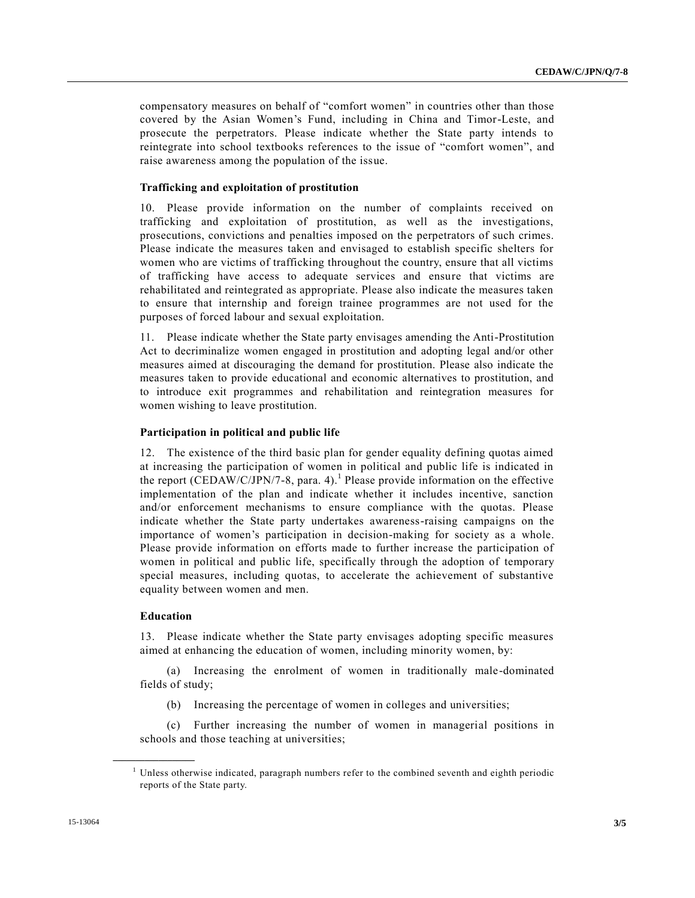compensatory measures on behalf of "comfort women" in countries other than those covered by the Asian Women's Fund, including in China and Timor-Leste, and prosecute the perpetrators. Please indicate whether the State party intends to reintegrate into school textbooks references to the issue of "comfort women", and raise awareness among the population of the issue.

### Trafficking and exploitation of prostitution

10. Please provide information on the number of complaints received on trafficking and exploitation of prostitution, as well as the investigations, prosecutions, convictions and penalties imposed on the perpetrators of such crimes. Please indicate the measures taken and envisaged to establish specific shelters for women who are victims of trafficking throughout the country, ensure that all victims of trafficking have access to adequate services and ensure that victims are rehabilitated and reintegrated as appropriate. Please also indicate the measures taken to ensure that internship and foreign trainee programmes are not used for the purposes of forced labour and sexual exploitation.

11. Please indicate whether the State party envisages amending the Anti-Prostitution Act to decriminalize women engaged in prostitution and adopting legal and/or other measures aimed at discouraging the demand for prostitution. Please also indicate the measures taken to provide educational and economic alternatives to prostitution, and to introduce exit programmes and rehabilitation and reintegration measures for women wishing to leave prostitution.

### Participation in political and public life

12. The existence of the third basic plan for gender equality defining quotas aimed at increasing the participation of women in political and public life is indicated in the report (CEDAW/C/JPN/7-8, para. 4).[1] Please provide information on the effective implementation of the plan and indicate whether it includes incentive, sanction and/or enforcement mechanisms to ensure compliance with the quotas. Please indicate whether the State party undertakes awareness-raising campaigns on the importance of women's participation in decision-making for society as a whole. Please provide information on efforts made to further increase the participation of women in political and public life, specifically through the adoption of temporary special measures, including quotas, to accelerate the achievement of substantive equality between women and men.

### Education

13. Please indicate whether the State party envisages adopting specific measures aimed at enhancing the education of women, including minority women, by:

(a) Increasing the enrolment of women in traditionally male-dominated fields of study;

(b) Increasing the percentage of women in colleges and universities;

(c) Further increasing the number of women in managerial positions in schools and those teaching at universities;

---

[1] Unless otherwise indicated, paragraph numbers refer to the combined seventh and eighth periodic reports of the State party.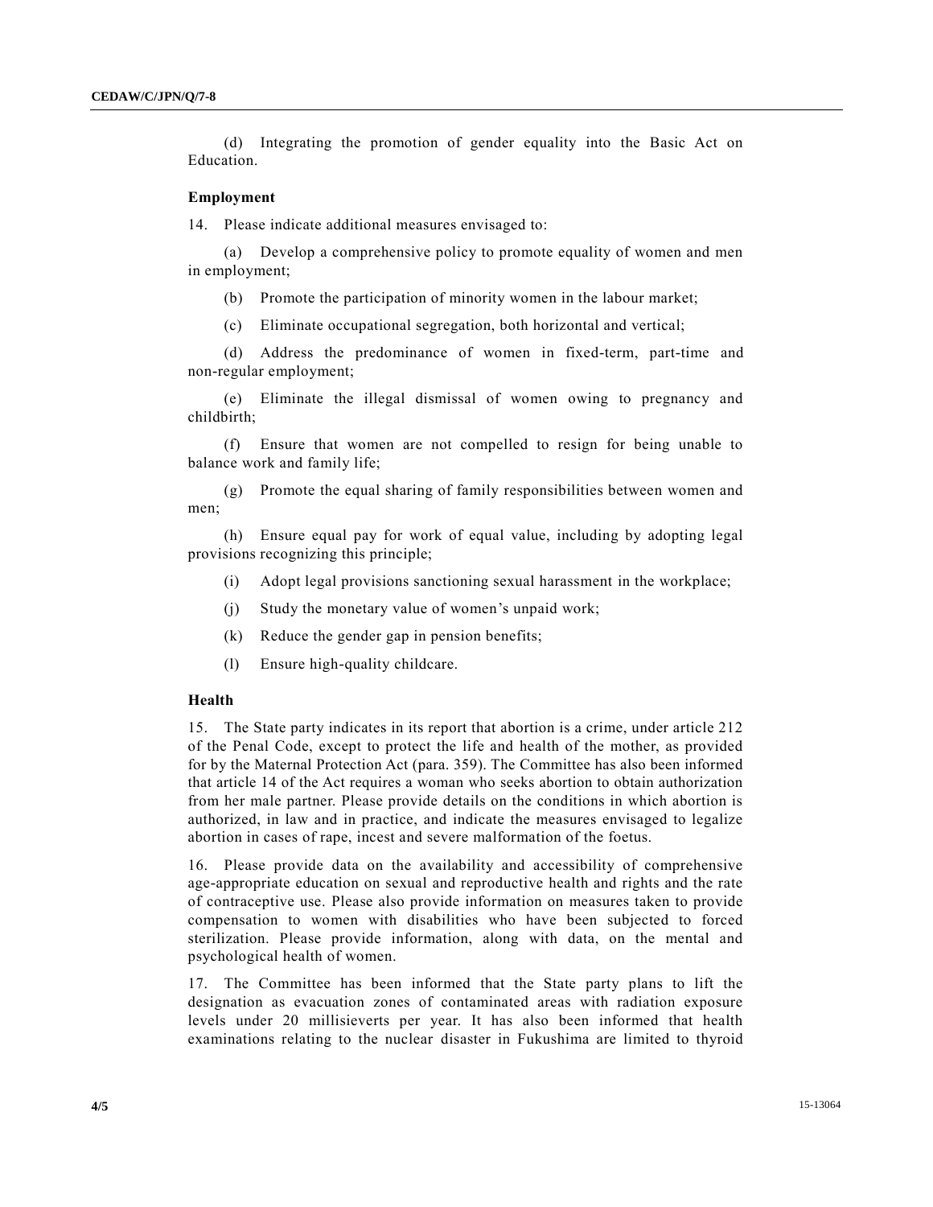(d) Integrating the promotion of gender equality into the Basic Act on Education.

**Employment**

14. Please indicate additional measures envisaged to:

(a) Develop a comprehensive policy to promote equality of women and men in employment;

(b) Promote the participation of minority women in the labour market;

(c) Eliminate occupational segregation, both horizontal and vertical;

(d) Address the predominance of women in fixed-term, part-time and non-regular employment;

(e) Eliminate the illegal dismissal of women owing to pregnancy and childbirth;

(f) Ensure that women are not compelled to resign for being unable to balance work and family life;

(g) Promote the equal sharing of family responsibilities between women and men;

(h) Ensure equal pay for work of equal value, including by adopting legal provisions recognizing this principle;

(i) Adopt legal provisions sanctioning sexual harassment in the workplace;

(j) Study the monetary value of women's unpaid work;

(k) Reduce the gender gap in pension benefits;

(l) Ensure high-quality childcare.

**Health**

15. The State party indicates in its report that abortion is a crime, under article 212 of the Penal Code, except to protect the life and health of the mother, as provided for by the Maternal Protection Act (para. 359). The Committee has also been informed that article 14 of the Act requires a woman who seeks abortion to obtain authorization from her male partner. Please provide details on the conditions in which abortion is authorized, in law and in practice, and indicate the measures envisaged to legalize abortion in cases of rape, incest and severe malformation of the foetus.

16. Please provide data on the availability and accessibility of comprehensive age-appropriate education on sexual and reproductive health and rights and the rate of contraceptive use. Please also provide information on measures taken to provide compensation to women with disabilities who have been subjected to forced sterilization. Please provide information, along with data, on the mental and psychological health of women.

17. The Committee has been informed that the State party plans to lift the designation as evacuation zones of contaminated areas with radiation exposure levels under 20 millisieverts per year. It has also been informed that health examinations relating to the nuclear disaster in Fukushima are limited to thyroid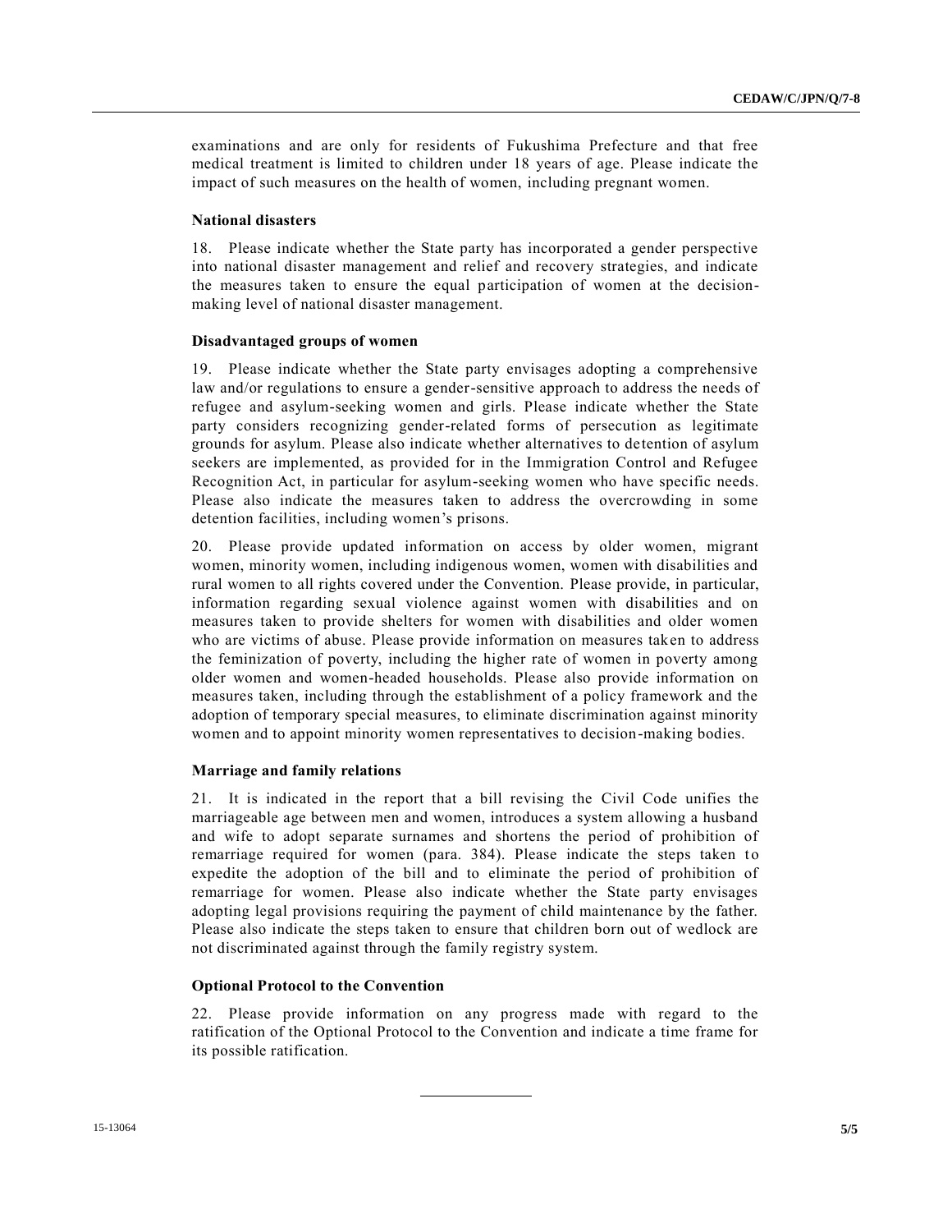examinations and are only for residents of Fukushima Prefecture and that free medical treatment is limited to children under 18 years of age. Please indicate the impact of such measures on the health of women, including pregnant women.

### National disasters

18. Please indicate whether the State party has incorporated a gender perspective into national disaster management and relief and recovery strategies, and indicate the measures taken to ensure the equal participation of women at the decision-making level of national disaster management.

### Disadvantaged groups of women

19. Please indicate whether the State party envisages adopting a comprehensive law and/or regulations to ensure a gender-sensitive approach to address the needs of refugee and asylum-seeking women and girls. Please indicate whether the State party considers recognizing gender-related forms of persecution as legitimate grounds for asylum. Please also indicate whether alternatives to detention of asylum seekers are implemented, as provided for in the Immigration Control and Refugee Recognition Act, in particular for asylum-seeking women who have specific needs. Please also indicate the measures taken to address the overcrowding in some detention facilities, including women's prisons.

20. Please provide updated information on access by older women, migrant women, minority women, including indigenous women, women with disabilities and rural women to all rights covered under the Convention. Please provide, in particular, information regarding sexual violence against women with disabilities and on measures taken to provide shelters for women with disabilities and older women who are victims of abuse. Please provide information on measures taken to address the feminization of poverty, including the higher rate of women in poverty among older women and women-headed households. Please also provide information on measures taken, including through the establishment of a policy framework and the adoption of temporary special measures, to eliminate discrimination against minority women and to appoint minority women representatives to decision-making bodies.

### Marriage and family relations

21. It is indicated in the report that a bill revising the Civil Code unifies the marriageable age between men and women, introduces a system allowing a husband and wife to adopt separate surnames and shortens the period of prohibition of remarriage required for women (para. 384). Please indicate the steps taken to expedite the adoption of the bill and to eliminate the period of prohibition of remarriage for women. Please also indicate whether the State party envisages adopting legal provisions requiring the payment of child maintenance by the father. Please also indicate the steps taken to ensure that children born out of wedlock are not discriminated against through the family registry system.

### Optional Protocol to the Convention

22. Please provide information on any progress made with regard to the ratification of the Optional Protocol to the Convention and indicate a time frame for its possible ratification.